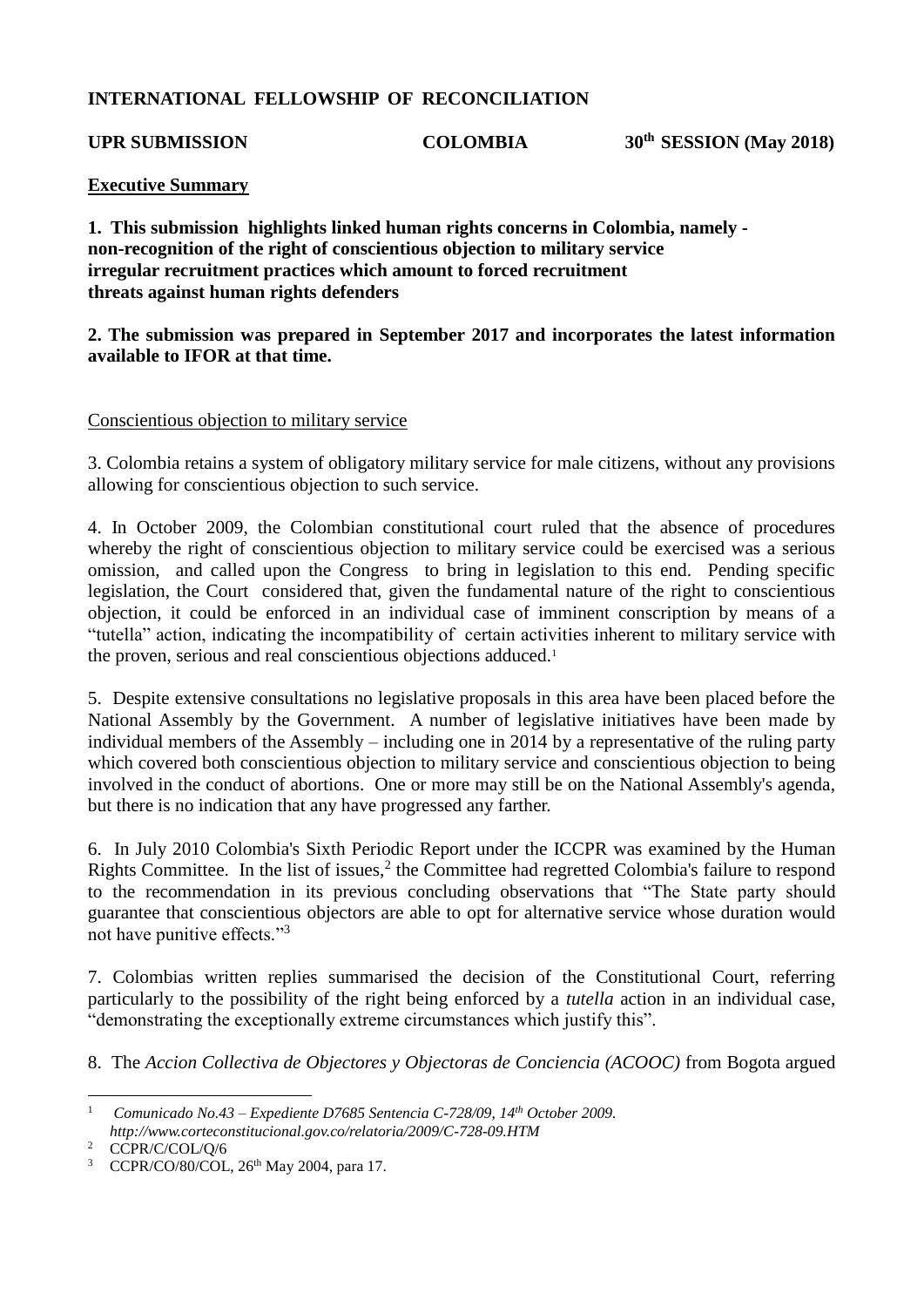**INTERNATIONAL FELLOWSHIP OF RECONCILIATION**

**UPR SUBMISSION COLOMBIA 30th SESSION (May 2018)**

**Executive Summary**

**1. This submission highlights linked human rights concerns in Colombia, namely -**
**non-recognition of the right of conscientious objection to military service**
**irregular recruitment practices which amount to forced recruitment**
**threats against human rights defenders**

**2. The submission was prepared in September 2017 and incorporates the latest information available to IFOR at that time.**

Conscientious objection to military service

3. Colombia retains a system of obligatory military service for male citizens, without any provisions allowing for conscientious objection to such service.

4. In October 2009, the Colombian constitutional court ruled that the absence of procedures whereby the right of conscientious objection to military service could be exercised was a serious omission, and called upon the Congress to bring in legislation to this end. Pending specific legislation, the Court considered that, given the fundamental nature of the right to conscientious objection, it could be enforced in an individual case of imminent conscription by means of a "tutella" action, indicating the incompatibility of certain activities inherent to military service with the proven, serious and real conscientious objections adduced.[1]

5. Despite extensive consultations no legislative proposals in this area have been placed before the National Assembly by the Government. A number of legislative initiatives have been made by individual members of the Assembly – including one in 2014 by a representative of the ruling party which covered both conscientious objection to military service and conscientious objection to being involved in the conduct of abortions. One or more may still be on the National Assembly's agenda, but there is no indication that any have progressed any farther.

6. In July 2010 Colombia's Sixth Periodic Report under the ICCPR was examined by the Human Rights Committee. In the list of issues,[2] the Committee had regretted Colombia's failure to respond to the recommendation in its previous concluding observations that "The State party should guarantee that conscientious objectors are able to opt for alternative service whose duration would not have punitive effects."[3]

7. Colombias written replies summarised the decision of the Constitutional Court, referring particularly to the possibility of the right being enforced by a *tutella* action in an individual case, "demonstrating the exceptionally extreme circumstances which justify this".

8. The *Accion Collectiva de Objectores y Objectoras de Conciencia (ACOOC)* from Bogota argued

---

[1] *Comunicado No.43 – Expediente D7685 Sentencia C-728/09, 14th October 2009. http://www.corteconstitucional.gov.co/relatoria/2009/C-728-09.HTM*

[2] CCPR/C/COL/Q/6

[3] CCPR/CO/80/COL, 26th May 2004, para 17.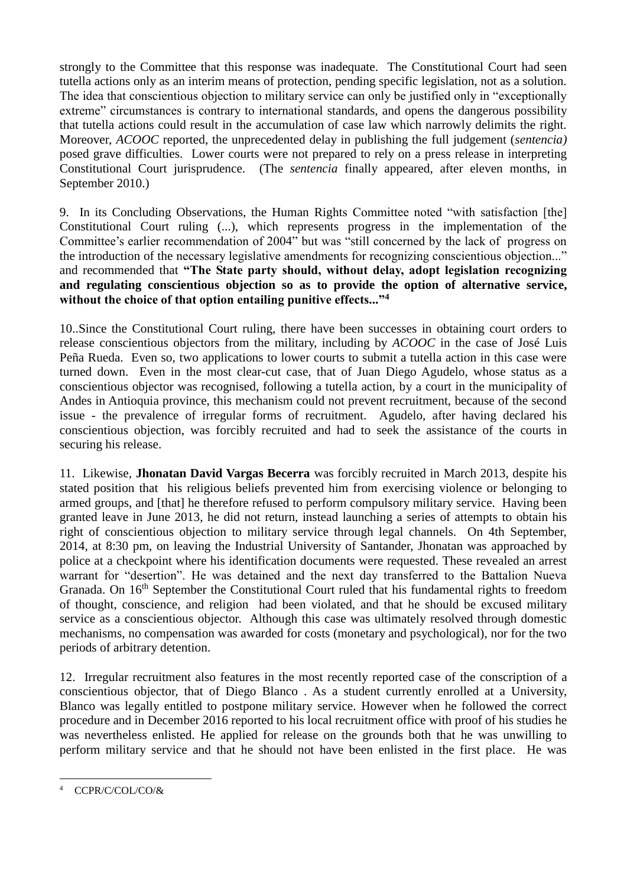strongly to the Committee that this response was inadequate. The Constitutional Court had seen tutella actions only as an interim means of protection, pending specific legislation, not as a solution. The idea that conscientious objection to military service can only be justified only in "exceptionally extreme" circumstances is contrary to international standards, and opens the dangerous possibility that tutella actions could result in the accumulation of case law which narrowly delimits the right. Moreover, *ACOOC* reported, the unprecedented delay in publishing the full judgement (*sentencia)* posed grave difficulties. Lower courts were not prepared to rely on a press release in interpreting Constitutional Court jurisprudence. (The *sentencia* finally appeared, after eleven months, in September 2010.)

9. In its Concluding Observations, the Human Rights Committee noted "with satisfaction [the] Constitutional Court ruling (...), which represents progress in the implementation of the Committee's earlier recommendation of 2004" but was "still concerned by the lack of progress on the introduction of the necessary legislative amendments for recognizing conscientious objection..." and recommended that **"The State party should, without delay, adopt legislation recognizing and regulating conscientious objection so as to provide the option of alternative service, without the choice of that option entailing punitive effects..."[4]**

10..Since the Constitutional Court ruling, there have been successes in obtaining court orders to release conscientious objectors from the military, including by *ACOOC* in the case of José Luis Peña Rueda. Even so, two applications to lower courts to submit a tutella action in this case were turned down. Even in the most clear-cut case, that of Juan Diego Agudelo, whose status as a conscientious objector was recognised, following a tutella action, by a court in the municipality of Andes in Antioquia province, this mechanism could not prevent recruitment, because of the second issue - the prevalence of irregular forms of recruitment. Agudelo, after having declared his conscientious objection, was forcibly recruited and had to seek the assistance of the courts in securing his release.

11. Likewise, **Jhonatan David Vargas Becerra** was forcibly recruited in March 2013, despite his stated position that his religious beliefs prevented him from exercising violence or belonging to armed groups, and [that] he therefore refused to perform compulsory military service. Having been granted leave in June 2013, he did not return, instead launching a series of attempts to obtain his right of conscientious objection to military service through legal channels. On 4th September, 2014, at 8:30 pm, on leaving the Industrial University of Santander, Jhonatan was approached by police at a checkpoint where his identification documents were requested. These revealed an arrest warrant for "desertion". He was detained and the next day transferred to the Battalion Nueva Granada. On 16th September the Constitutional Court ruled that his fundamental rights to freedom of thought, conscience, and religion had been violated, and that he should be excused military service as a conscientious objector. Although this case was ultimately resolved through domestic mechanisms, no compensation was awarded for costs (monetary and psychological), nor for the two periods of arbitrary detention.

12. Irregular recruitment also features in the most recently reported case of the conscription of a conscientious objector, that of Diego Blanco . As a student currently enrolled at a University, Blanco was legally entitled to postpone military service. However when he followed the correct procedure and in December 2016 reported to his local recruitment office with proof of his studies he was nevertheless enlisted. He applied for release on the grounds both that he was unwilling to perform military service and that he should not have been enlisted in the first place. He was

---

[4] CCPR/C/COL/CO/&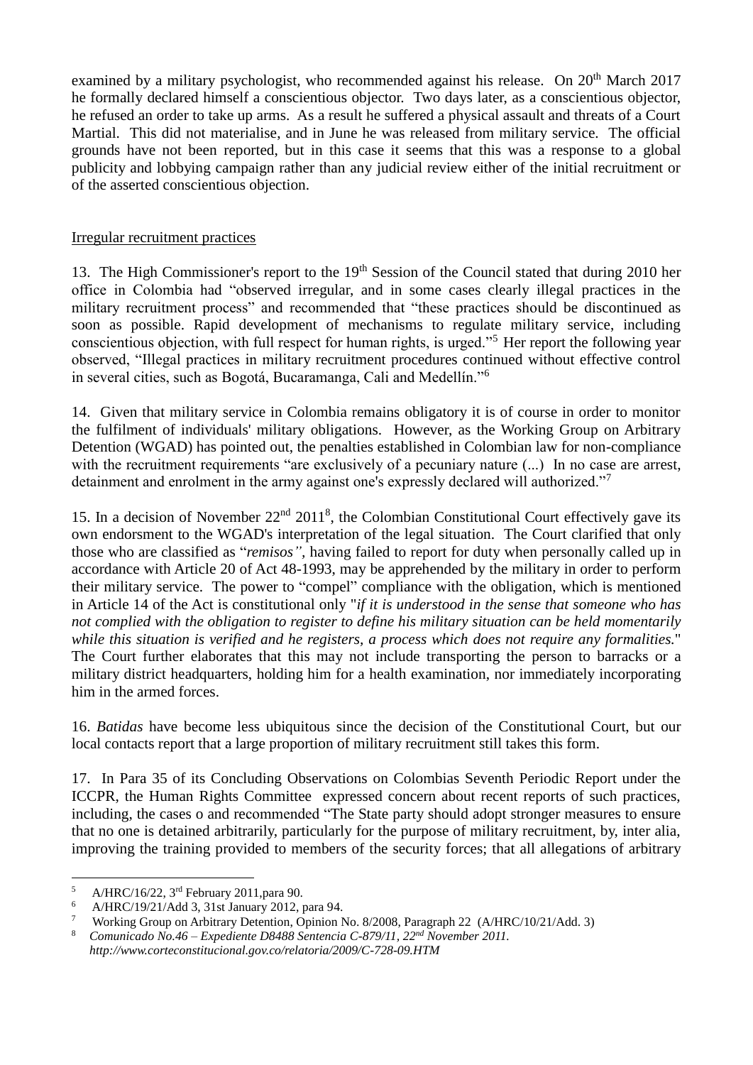examined by a military psychologist, who recommended against his release. On 20th March 2017 he formally declared himself a conscientious objector. Two days later, as a conscientious objector, he refused an order to take up arms. As a result he suffered a physical assault and threats of a Court Martial. This did not materialise, and in June he was released from military service. The official grounds have not been reported, but in this case it seems that this was a response to a global publicity and lobbying campaign rather than any judicial review either of the initial recruitment or of the asserted conscientious objection.

<u>Irregular recruitment practices</u>

13. The High Commissioner's report to the 19th Session of the Council stated that during 2010 her office in Colombia had "observed irregular, and in some cases clearly illegal practices in the military recruitment process" and recommended that "these practices should be discontinued as soon as possible. Rapid development of mechanisms to regulate military service, including conscientious objection, with full respect for human rights, is urged."[5] Her report the following year observed, "Illegal practices in military recruitment procedures continued without effective control in several cities, such as Bogotá, Bucaramanga, Cali and Medellín."[6]

14. Given that military service in Colombia remains obligatory it is of course in order to monitor the fulfilment of individuals' military obligations. However, as the Working Group on Arbitrary Detention (WGAD) has pointed out, the penalties established in Colombian law for non-compliance with the recruitment requirements "are exclusively of a pecuniary nature (...) In no case are arrest, detainment and enrolment in the army against one's expressly declared will authorized."[7]

15. In a decision of November 22nd 2011[8], the Colombian Constitutional Court effectively gave its own endorsment to the WGAD's interpretation of the legal situation. The Court clarified that only those who are classified as "*remisos"*, having failed to report for duty when personally called up in accordance with Article 20 of Act 48-1993, may be apprehended by the military in order to perform their military service. The power to "compel" compliance with the obligation, which is mentioned in Article 14 of the Act is constitutional only "*if it is understood in the sense that someone who has not complied with the obligation to register to define his military situation can be held momentarily while this situation is verified and he registers, a process which does not require any formalities.*" The Court further elaborates that this may not include transporting the person to barracks or a military district headquarters, holding him for a health examination, nor immediately incorporating him in the armed forces.

16. *Batidas* have become less ubiquitous since the decision of the Constitutional Court, but our local contacts report that a large proportion of military recruitment still takes this form.

17. In Para 35 of its Concluding Observations on Colombias Seventh Periodic Report under the ICCPR, the Human Rights Committee expressed concern about recent reports of such practices, including, the cases o and recommended "The State party should adopt stronger measures to ensure that no one is detained arbitrarily, particularly for the purpose of military recruitment, by, inter alia, improving the training provided to members of the security forces; that all allegations of arbitrary

---

[5] A/HRC/16/22, 3rd February 2011,para 90.

[6] A/HRC/19/21/Add 3, 31st January 2012, para 94.

[7] Working Group on Arbitrary Detention, Opinion No. 8/2008, Paragraph 22 (A/HRC/10/21/Add. 3)

[8] *Comunicado No.46 – Expediente D8488 Sentencia C-879/11, 22nd November 2011. http://www.corteconstitucional.gov.co/relatoria/2009/C-728-09.HTM*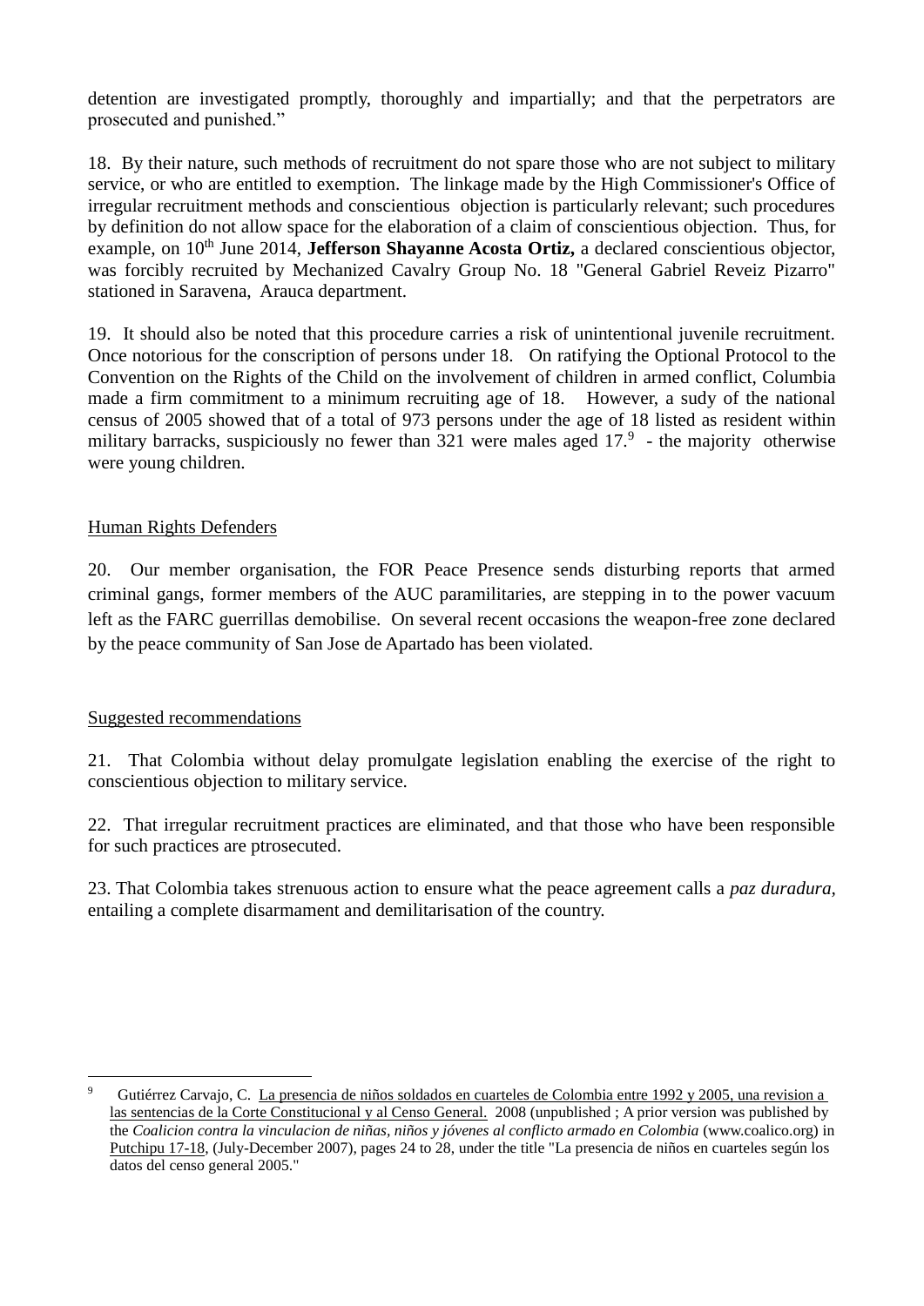detention are investigated promptly, thoroughly and impartially; and that the perpetrators are prosecuted and punished."

18. By their nature, such methods of recruitment do not spare those who are not subject to military service, or who are entitled to exemption. The linkage made by the High Commissioner's Office of irregular recruitment methods and conscientious objection is particularly relevant; such procedures by definition do not allow space for the elaboration of a claim of conscientious objection. Thus, for example, on 10th June 2014, **Jefferson Shayanne Acosta Ortiz,** a declared conscientious objector, was forcibly recruited by Mechanized Cavalry Group No. 18 "General Gabriel Reveiz Pizarro" stationed in Saravena, Arauca department.

19. It should also be noted that this procedure carries a risk of unintentional juvenile recruitment. Once notorious for the conscription of persons under 18. On ratifying the Optional Protocol to the Convention on the Rights of the Child on the involvement of children in armed conflict, Columbia made a firm commitment to a minimum recruiting age of 18. However, a sudy of the national census of 2005 showed that of a total of 973 persons under the age of 18 listed as resident within military barracks, suspiciously no fewer than 321 were males aged 17.[9] - the majority otherwise were young children.

## Human Rights Defenders

20. Our member organisation, the FOR Peace Presence sends disturbing reports that armed criminal gangs, former members of the AUC paramilitaries, are stepping in to the power vacuum left as the FARC guerrillas demobilise. On several recent occasions the weapon-free zone declared by the peace community of San Jose de Apartado has been violated.

## Suggested recommendations

21. That Colombia without delay promulgate legislation enabling the exercise of the right to conscientious objection to military service.

22. That irregular recruitment practices are eliminated, and that those who have been responsible for such practices are ptrosecuted.

23. That Colombia takes strenuous action to ensure what the peace agreement calls a *paz duradura*, entailing a complete disarmament and demilitarisation of the country.

---

[9] Gutiérrez Carvajo, C. La presencia de niños soldados en cuarteles de Colombia entre 1992 y 2005, una revision a las sentencias de la Corte Constitucional y al Censo General. 2008 (unpublished ; A prior version was published by the *Coalicion contra la vinculacion de niñas, niños y jóvenes al conflicto armado en Colombia* (www.coalico.org) in Putchipu 17-18, (July-December 2007), pages 24 to 28, under the title "La presencia de niños en cuarteles según los datos del censo general 2005."